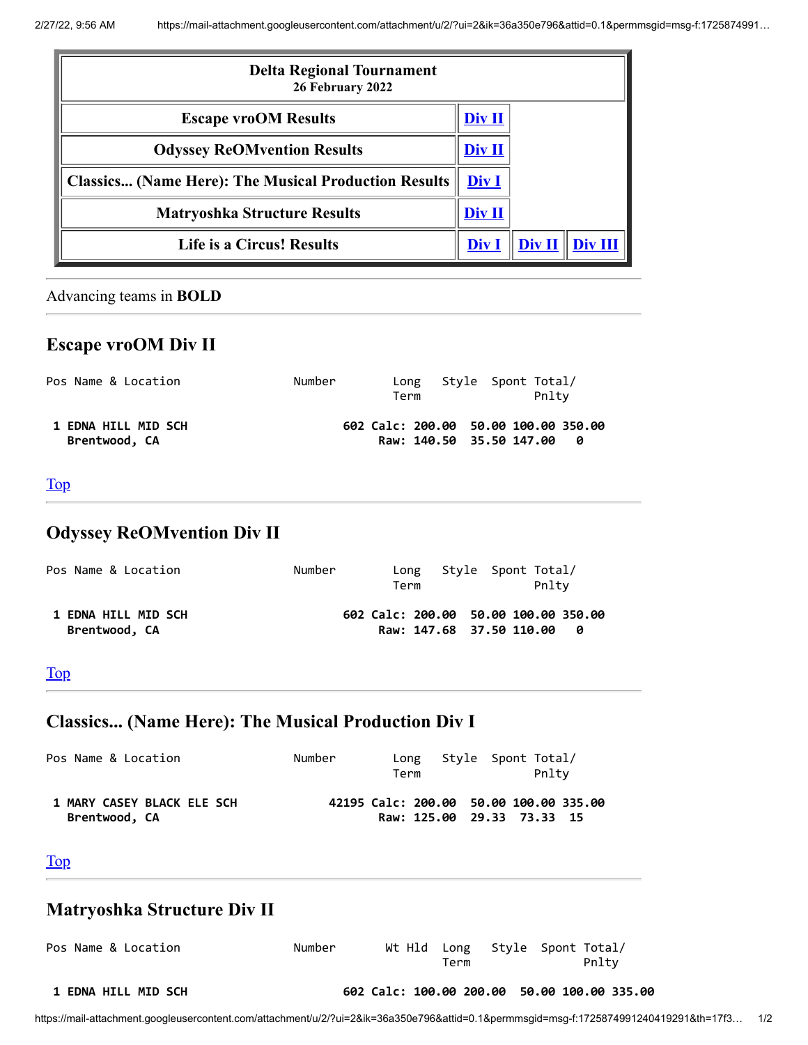| Delta Regional Tournament<br>26 February 2022 | | | |
|---|---|---|---|
| Escape vroOM Results | Div II | | |
| Odyssey ReOMvention Results | Div II | | |
| Classics... (Name Here): The Musical Production Results | Div I | | |
| Matryoshka Structure Results | Div II | | |
| Life is a Circus! Results | Div I | Div II | Div III |

---

Advancing teams in **BOLD**

---

## Escape vroOM Div II

```
Pos Name & Location                Number        Long   Style  Spont Total/
                                                 Term               Pnlty

 1 EDNA HILL MID SCH                       602 Calc: 200.00  50.00 100.00 350.00
   Brentwood, CA                                Raw: 140.50  35.50 147.00    0
```

Top

---

## Odyssey ReOMvention Div II

```
Pos Name & Location                Number        Long   Style  Spont Total/
                                                 Term               Pnlty

 1 EDNA HILL MID SCH                       602 Calc: 200.00  50.00 100.00 350.00
   Brentwood, CA                                Raw: 147.68  37.50 110.00    0
```

Top

---

## Classics... (Name Here): The Musical Production Div I

```
Pos Name & Location                Number        Long   Style  Spont Total/
                                                 Term               Pnlty

 1 MARY CASEY BLACK ELE SCH              42195 Calc: 200.00  50.00 100.00 335.00
   Brentwood, CA                                Raw: 125.00  29.33  73.33  15
```

Top

---

## Matryoshka Structure Div II

```
Pos Name & Location                Number       Wt Hld  Long   Style  Spont Total/
                                                        Term               Pnlty

 1 EDNA HILL MID SCH                       602 Calc: 100.00 200.00  50.00 100.00 335.00
```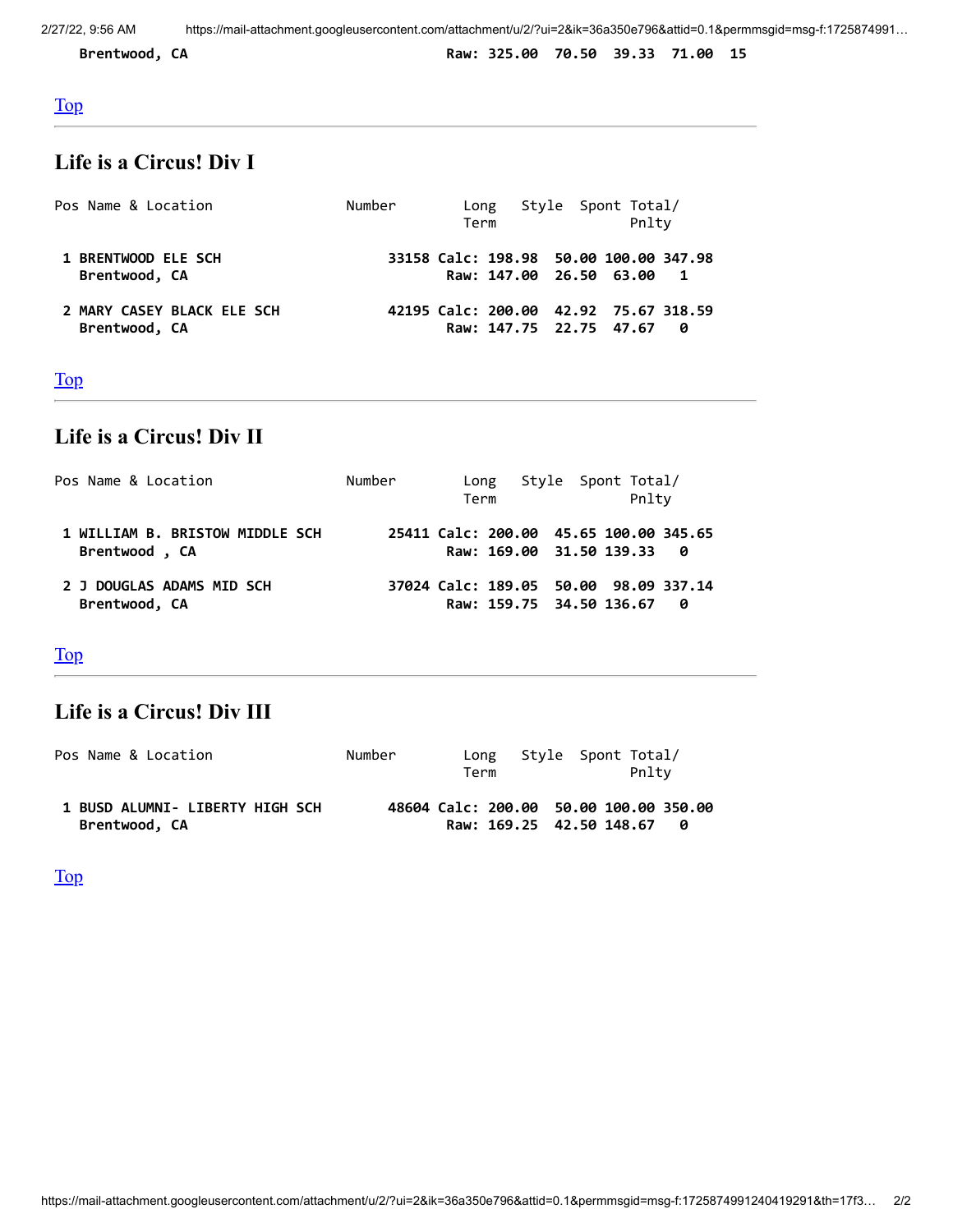Brentwood, CA                              Raw: 325.00  70.50  39.33  71.00  15

Top

## Life is a Circus! Div I

| Pos | Name & Location | Number | | Long Term | Style | Spont | Total/ Pnlty |
|---|---|---|---|---|---|---|---|
| 1 | **BRENTWOOD ELE SCH** Brentwood, CA | 33158 | Calc: | 198.98 | 50.00 | 100.00 | 347.98 |
| | | | Raw: | 147.00 | 26.50 | 63.00 | 1 |
| 2 | **MARY CASEY BLACK ELE SCH** Brentwood, CA | 42195 | Calc: | 200.00 | 42.92 | 75.67 | 318.59 |
| | | | Raw: | 147.75 | 22.75 | 47.67 | 0 |

Top

## Life is a Circus! Div II

| Pos | Name & Location | Number | | Long Term | Style | Spont | Total/ Pnlty |
|---|---|---|---|---|---|---|---|
| 1 | **WILLIAM B. BRISTOW MIDDLE SCH** Brentwood , CA | 25411 | Calc: | 200.00 | 45.65 | 100.00 | 345.65 |
| | | | Raw: | 169.00 | 31.50 | 139.33 | 0 |
| 2 | **J DOUGLAS ADAMS MID SCH** Brentwood, CA | 37024 | Calc: | 189.05 | 50.00 | 98.09 | 337.14 |
| | | | Raw: | 159.75 | 34.50 | 136.67 | 0 |

Top

## Life is a Circus! Div III

| Pos | Name & Location | Number | | Long Term | Style | Spont | Total/ Pnlty |
|---|---|---|---|---|---|---|---|
| 1 | **BUSD ALUMNI- LIBERTY HIGH SCH** Brentwood, CA | 48604 | Calc: | 200.00 | 50.00 | 100.00 | 350.00 |
| | | | Raw: | 169.25 | 42.50 | 148.67 | 0 |

Top